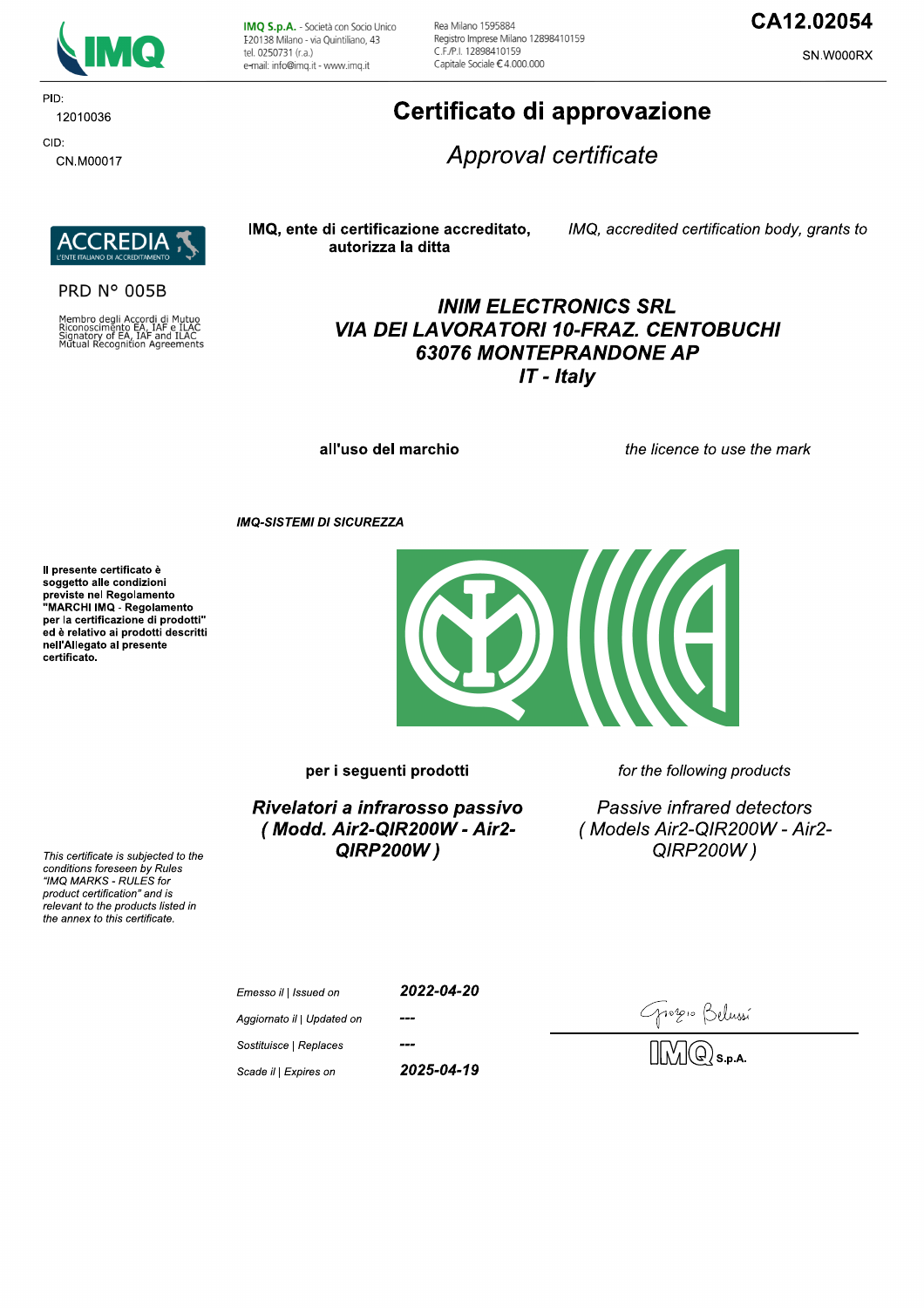IMQ S.p.A. - Società con Socio Unico
I-20138 Milano - via Quintiliano, 43
tel. 0250731 (r.a.)
e-mail: info@imq.it - www.imq.it

Rea Milano 1595884
Registro Imprese Milano 12898410159
C.F./P.I. 12898410159
Capitale Sociale € 4.000.000

**CA12.02054**

SN.W000RX

PID:
12010036

CID:
CN.M00017

# Certificato di approvazione

## *Approval certificate*

ACCREDIA
L'ENTE ITALIANO DI ACCREDITAMENTO

PRD N° 005B

Membro degli Accordi di Mutuo Riconoscimento EA, IAF e ILAC
Signatory of EA, IAF and ILAC Mutual Recognition Agreements

**IMQ, ente di certificazione accreditato, autorizza la ditta**

*IMQ, accredited certification body, grants to*

***INIM ELECTRONICS SRL***
***VIA DEI LAVORATORI 10-FRAZ. CENTOBUCHI***
***63076 MONTEPRANDONE AP***
***IT - Italy***

**all'uso del marchio**

*the licence to use the mark*

***IMQ-SISTEMI DI SICUREZZA***

**Il presente certificato è soggetto alle condizioni previste nel Regolamento "MARCHI IMQ - Regolamento per la certificazione di prodotti" ed è relativo ai prodotti descritti nell'Allegato al presente certificato.**

*This certificate is subjected to the conditions foreseen by Rules "IMQ MARKS - RULES for product certification" and is relevant to the products listed in the annex to this certificate.*

**per i seguenti prodotti**

*for the following products*

***Rivelatori a infrarosso passivo ( Modd. Air2-QIR200W - Air2-QIRP200W )***

*Passive infrared detectors ( Models Air2-QIR200W - Air2-QIRP200W )*

| | |
|---|---|
| *Emesso il \| Issued on* | ***2022-04-20*** |
| *Aggiornato il \| Updated on* | ***---*** |
| *Sostituisce \| Replaces* | ***---*** |
| *Scade il \| Expires on* | ***2025-04-19*** |

Giorgio Belussi

IMQ S.p.A.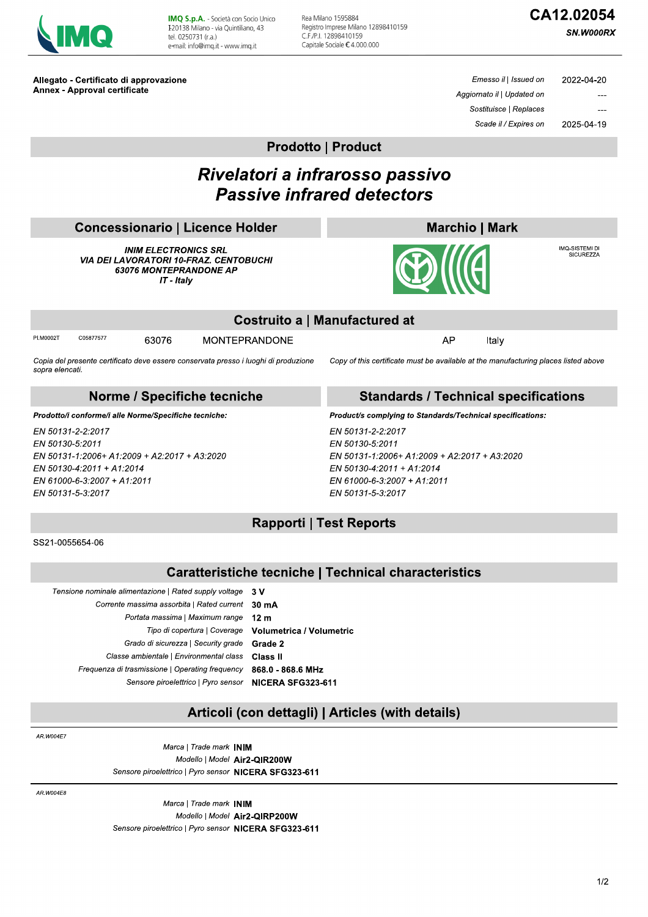IMQ S.p.A. - Società con Socio Unico
I-20138 Milano - via Quintiliano, 43
tel. 0250731 (r.a.)
e-mail: info@imq.it - www.imq.it

Rea Milano 1595884
Registro Imprese Milano 12898410159
C.F./P.I. 12898410159
Capitale Sociale € 4.000.000

**CA12.02054**

***SN.W000RX***

**Allegato - Certificato di approvazione**
**Annex - Approval certificate**

| | |
|---|---|
| *Emesso il \| Issued on* | 2022-04-20 |
| *Aggiornato il \| Updated on* | --- |
| *Sostituisce \| Replaces* | --- |
| *Scade il / Expires on* | 2025-04-19 |

## Prodotto | Product

# *Rivelatori a infrarosso passivo*
# *Passive infrared detectors*

## Concessionario | Licence Holder

***INIM ELECTRONICS SRL***
***VIA DEI LAVORATORI 10-FRAZ. CENTOBUCHI***
***63076 MONTEPRANDONE AP***
***IT - Italy***

## Marchio | Mark

IMQ-SISTEMI DI SICUREZZA

## Costruito a | Manufactured at

| | | | | | |
|---|---|---|---|---|---|
| PI.M0002T | C05877577 | 63076 | MONTEPRANDONE | AP | Italy |

*Copia del presente certificato deve essere conservata presso i luoghi di produzione sopra elencati.*

*Copy of this certificate must be available at the manufacturing places listed above*

## Norme / Specifiche tecniche

***Prodotto/i conforme/i alle Norme/Specifiche tecniche:***

*EN 50131-2-2:2017*
*EN 50130-5:2011*
*EN 50131-1:2006+ A1:2009 + A2:2017 + A3:2020*
*EN 50130-4:2011 + A1:2014*
*EN 61000-6-3:2007 + A1:2011*
*EN 50131-5-3:2017*

## Standards / Technical specifications

***Product/s complying to Standards/Technical specifications:***

*EN 50131-2-2:2017*
*EN 50130-5:2011*
*EN 50131-1:2006+ A1:2009 + A2:2017 + A3:2020*
*EN 50130-4:2011 + A1:2014*
*EN 61000-6-3:2007 + A1:2011*
*EN 50131-5-3:2017*

## Rapporti | Test Reports

SS21-0055654-06

## Caratteristiche tecniche | Technical characteristics

| | |
|---|---|
| *Tensione nominale alimentazione \| Rated supply voltage* | **3 V** |
| *Corrente massima assorbita \| Rated current* | **30 mA** |
| *Portata massima \| Maximum range* | **12 m** |
| *Tipo di copertura \| Coverage* | **Volumetrica / Volumetric** |
| *Grado di sicurezza \| Security grade* | **Grade 2** |
| *Classe ambientale \| Environmental class* | **Class II** |
| *Frequenza di trasmissione \| Operating frequency* | **868.0 - 868.6 MHz** |
| *Sensore piroelettrico \| Pyro sensor* | **NICERA SFG323-611** |

## Articoli (con dettagli) | Articles (with details)

*AR.W004E7*

| | |
|---|---|
| *Marca \| Trade mark* | **INIM** |
| *Modello \| Model* | **Air2-QIR200W** |
| *Sensore piroelettrico \| Pyro sensor* | **NICERA SFG323-611** |

*AR.W004E8*

| | |
|---|---|
| *Marca \| Trade mark* | **INIM** |
| *Modello \| Model* | **Air2-QIRP200W** |
| *Sensore piroelettrico \| Pyro sensor* | **NICERA SFG323-611** |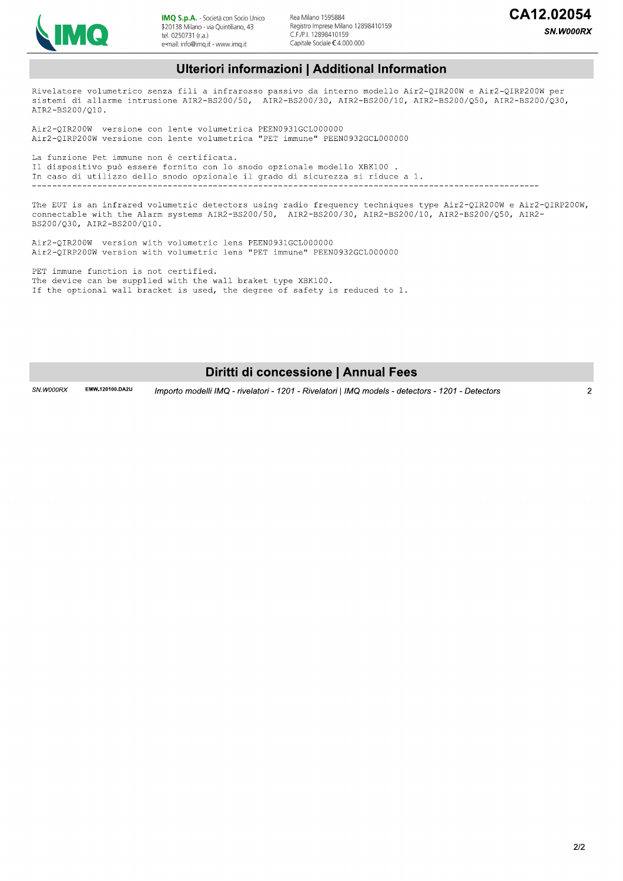## Ulteriori informazioni | Additional Information

Rivelatore volumetrico senza fili a infrarosso passivo da interno modello Air2-QIR200W e Air2-QIRP200W per sistemi di allarme intrusione AIR2-BS200/50, AIR2-BS200/30, AIR2-BS200/10, AIR2-BS200/Q50, AIR2-BS200/Q30, AIR2-BS200/Q10.

Air2-QIR200W versione con lente volumetrica PEEN0931GCL000000
Air2-QIRP200W versione con lente volumetrica "PET immune" PEEN0932GCL000000

La funzione Pet immune non è certificata.
Il dispositivo può essere fornito con lo snodo opzionale modello XBK100 .
In caso di utilizzo dello snodo opzionale il grado di sicurezza si riduce a 1.

---

The EUT is an infrared volumetric detectors using radio frequency techniques type Air2-QIR200W e Air2-QIRP200W, connectable with the Alarm systems AIR2-BS200/50, AIR2-BS200/30, AIR2-BS200/10, AIR2-BS200/Q50, AIR2-BS200/Q30, AIR2-BS200/Q10.

Air2-QIR200W version with volumetric lens PEEN0931GCL000000
Air2-QIRP200W version with volumetric lens "PET immune" PEEN0932GCL000000

PET immune function is not certified.
The device can be supplied with the wall braket type XBK100.
If the optional wall bracket is used, the degree of safety is reduced to 1.

## Diritti di concessione | Annual Fees

| | | | |
|---|---|---|---|
| *SN.W000RX* | EMW.120100.DA2U | *Importo modelli IMQ - rivelatori - 1201 - Rivelatori \| IMQ models - detectors - 1201 - Detectors* | 2 |